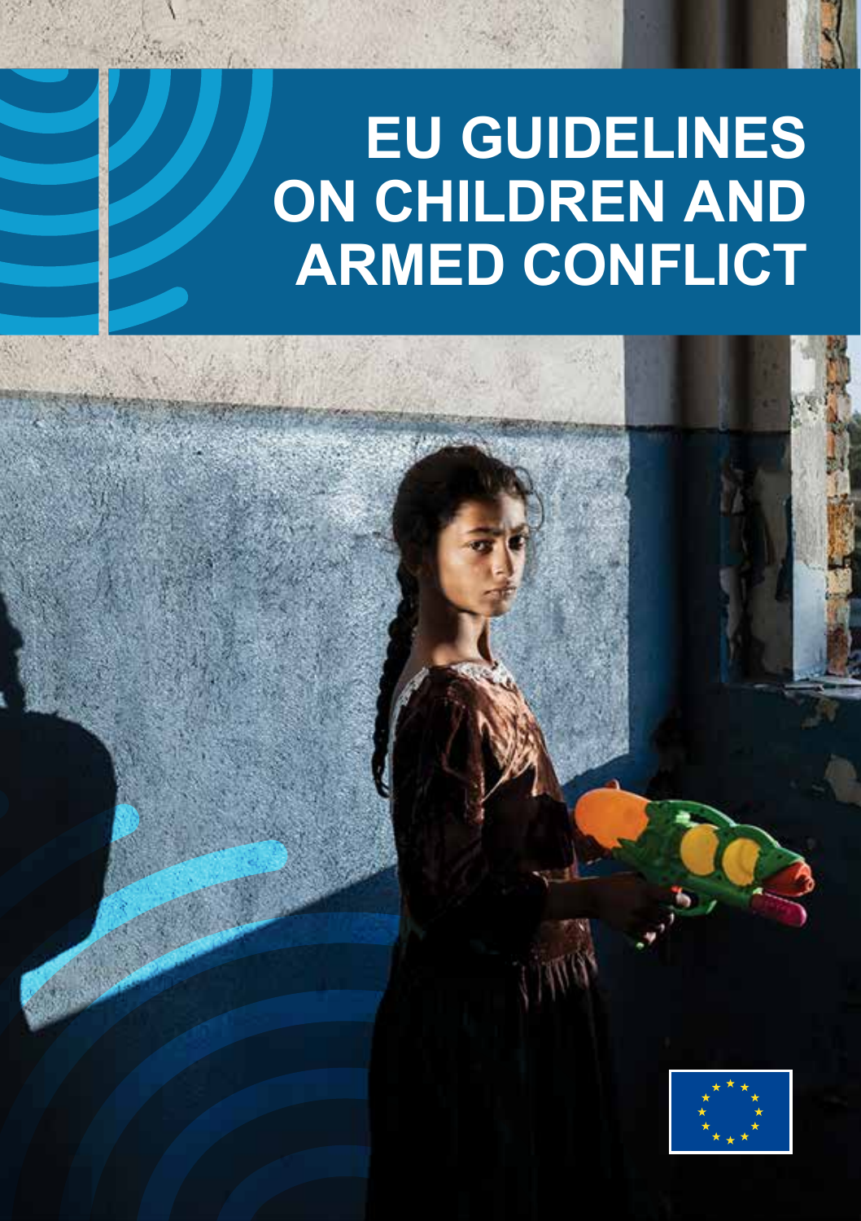# EU GUIDELINES ON CHILDREN AND ARMED CONFLICT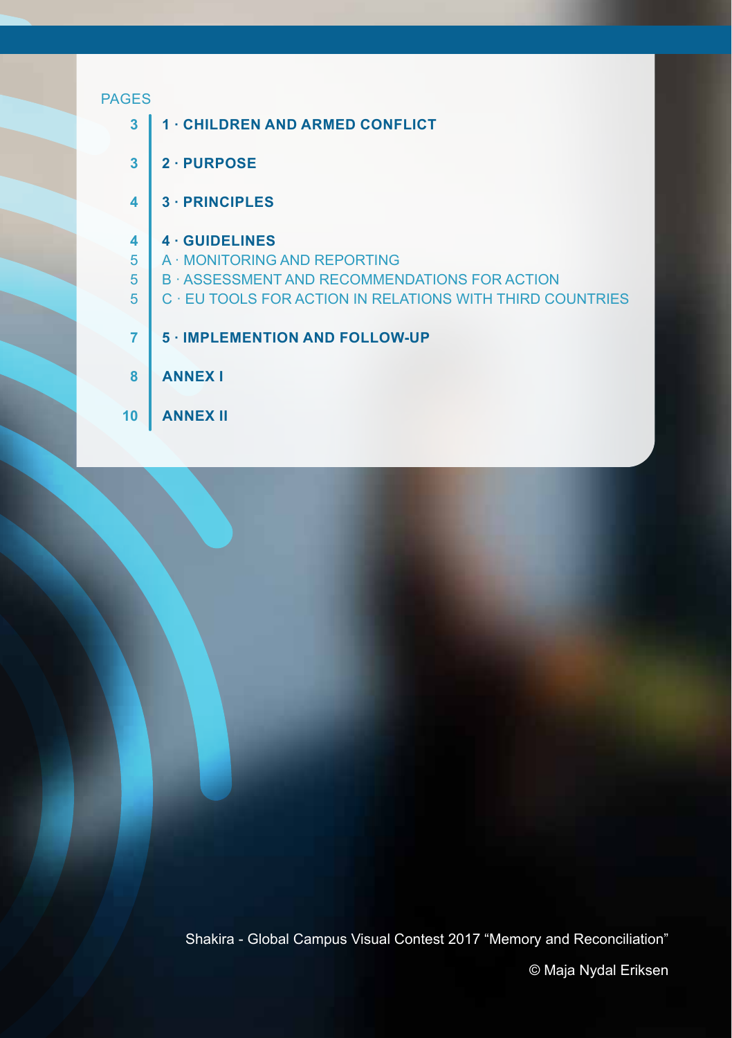PAGES

| Page | Section |
| --- | --- |
| 3 | **1 · CHILDREN AND ARMED CONFLICT** |
| 3 | **2 · PURPOSE** |
| 4 | **3 · PRINCIPLES** |
| 4 | **4 · GUIDELINES** |
| 5 | A · MONITORING AND REPORTING |
| 5 | B · ASSESSMENT AND RECOMMENDATIONS FOR ACTION |
| 5 | C · EU TOOLS FOR ACTION IN RELATIONS WITH THIRD COUNTRIES |
| 7 | **5 · IMPLEMENTION AND FOLLOW-UP** |
| 8 | **ANNEX I** |
| 10 | **ANNEX II** |

Shakira - Global Campus Visual Contest 2017 "Memory and Reconciliation"

© Maja Nydal Eriksen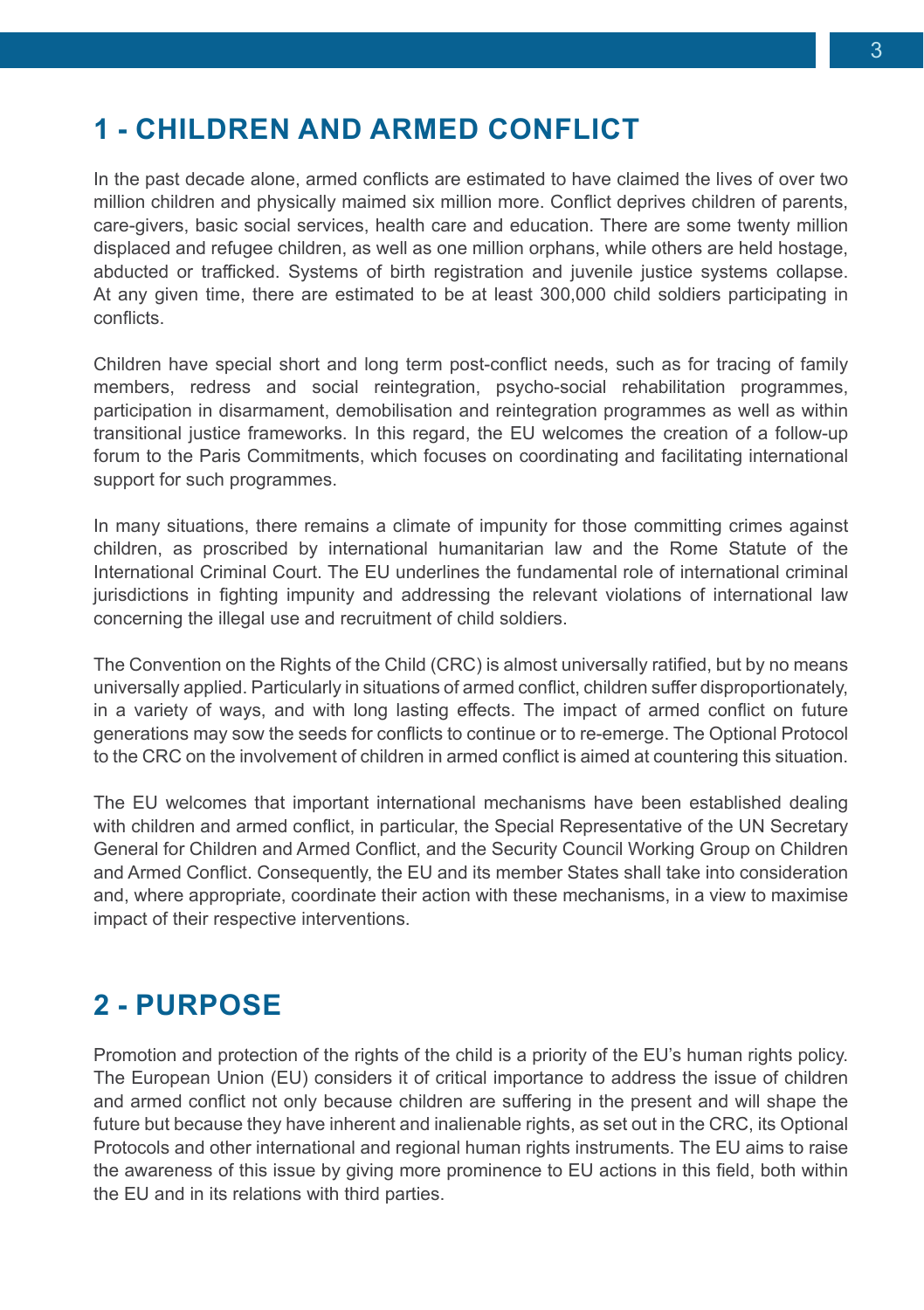## 1 - CHILDREN AND ARMED CONFLICT

In the past decade alone, armed conflicts are estimated to have claimed the lives of over two million children and physically maimed six million more. Conflict deprives children of parents, care-givers, basic social services, health care and education. There are some twenty million displaced and refugee children, as well as one million orphans, while others are held hostage, abducted or trafficked. Systems of birth registration and juvenile justice systems collapse. At any given time, there are estimated to be at least 300,000 child soldiers participating in conflicts.

Children have special short and long term post-conflict needs, such as for tracing of family members, redress and social reintegration, psycho-social rehabilitation programmes, participation in disarmament, demobilisation and reintegration programmes as well as within transitional justice frameworks. In this regard, the EU welcomes the creation of a follow-up forum to the Paris Commitments, which focuses on coordinating and facilitating international support for such programmes.

In many situations, there remains a climate of impunity for those committing crimes against children, as proscribed by international humanitarian law and the Rome Statute of the International Criminal Court. The EU underlines the fundamental role of international criminal jurisdictions in fighting impunity and addressing the relevant violations of international law concerning the illegal use and recruitment of child soldiers.

The Convention on the Rights of the Child (CRC) is almost universally ratified, but by no means universally applied. Particularly in situations of armed conflict, children suffer disproportionately, in a variety of ways, and with long lasting effects. The impact of armed conflict on future generations may sow the seeds for conflicts to continue or to re-emerge. The Optional Protocol to the CRC on the involvement of children in armed conflict is aimed at countering this situation.

The EU welcomes that important international mechanisms have been established dealing with children and armed conflict, in particular, the Special Representative of the UN Secretary General for Children and Armed Conflict, and the Security Council Working Group on Children and Armed Conflict. Consequently, the EU and its member States shall take into consideration and, where appropriate, coordinate their action with these mechanisms, in a view to maximise impact of their respective interventions.

## 2 - PURPOSE

Promotion and protection of the rights of the child is a priority of the EU's human rights policy. The European Union (EU) considers it of critical importance to address the issue of children and armed conflict not only because children are suffering in the present and will shape the future but because they have inherent and inalienable rights, as set out in the CRC, its Optional Protocols and other international and regional human rights instruments. The EU aims to raise the awareness of this issue by giving more prominence to EU actions in this field, both within the EU and in its relations with third parties.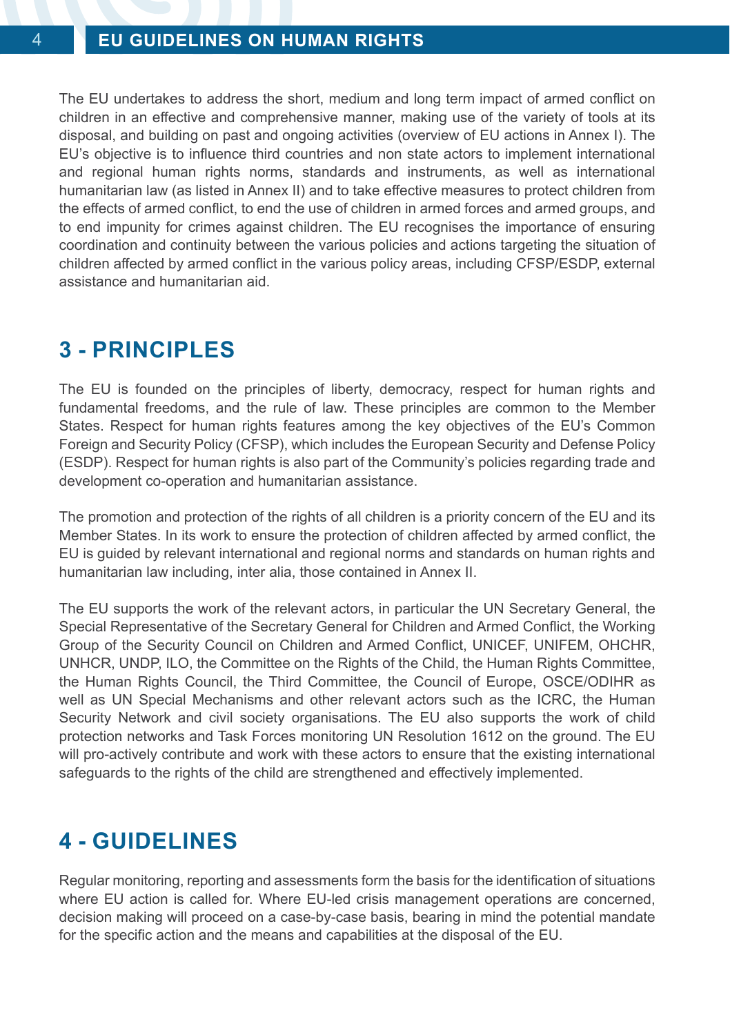The EU undertakes to address the short, medium and long term impact of armed conflict on children in an effective and comprehensive manner, making use of the variety of tools at its disposal, and building on past and ongoing activities (overview of EU actions in Annex I). The EU's objective is to influence third countries and non state actors to implement international and regional human rights norms, standards and instruments, as well as international humanitarian law (as listed in Annex II) and to take effective measures to protect children from the effects of armed conflict, to end the use of children in armed forces and armed groups, and to end impunity for crimes against children. The EU recognises the importance of ensuring coordination and continuity between the various policies and actions targeting the situation of children affected by armed conflict in the various policy areas, including CFSP/ESDP, external assistance and humanitarian aid.

## 3 - PRINCIPLES

The EU is founded on the principles of liberty, democracy, respect for human rights and fundamental freedoms, and the rule of law. These principles are common to the Member States. Respect for human rights features among the key objectives of the EU's Common Foreign and Security Policy (CFSP), which includes the European Security and Defense Policy (ESDP). Respect for human rights is also part of the Community's policies regarding trade and development co-operation and humanitarian assistance.

The promotion and protection of the rights of all children is a priority concern of the EU and its Member States. In its work to ensure the protection of children affected by armed conflict, the EU is guided by relevant international and regional norms and standards on human rights and humanitarian law including, inter alia, those contained in Annex II.

The EU supports the work of the relevant actors, in particular the UN Secretary General, the Special Representative of the Secretary General for Children and Armed Conflict, the Working Group of the Security Council on Children and Armed Conflict, UNICEF, UNIFEM, OHCHR, UNHCR, UNDP, ILO, the Committee on the Rights of the Child, the Human Rights Committee, the Human Rights Council, the Third Committee, the Council of Europe, OSCE/ODIHR as well as UN Special Mechanisms and other relevant actors such as the ICRC, the Human Security Network and civil society organisations. The EU also supports the work of child protection networks and Task Forces monitoring UN Resolution 1612 on the ground. The EU will pro-actively contribute and work with these actors to ensure that the existing international safeguards to the rights of the child are strengthened and effectively implemented.

## 4 - GUIDELINES

Regular monitoring, reporting and assessments form the basis for the identification of situations where EU action is called for. Where EU-led crisis management operations are concerned, decision making will proceed on a case-by-case basis, bearing in mind the potential mandate for the specific action and the means and capabilities at the disposal of the EU.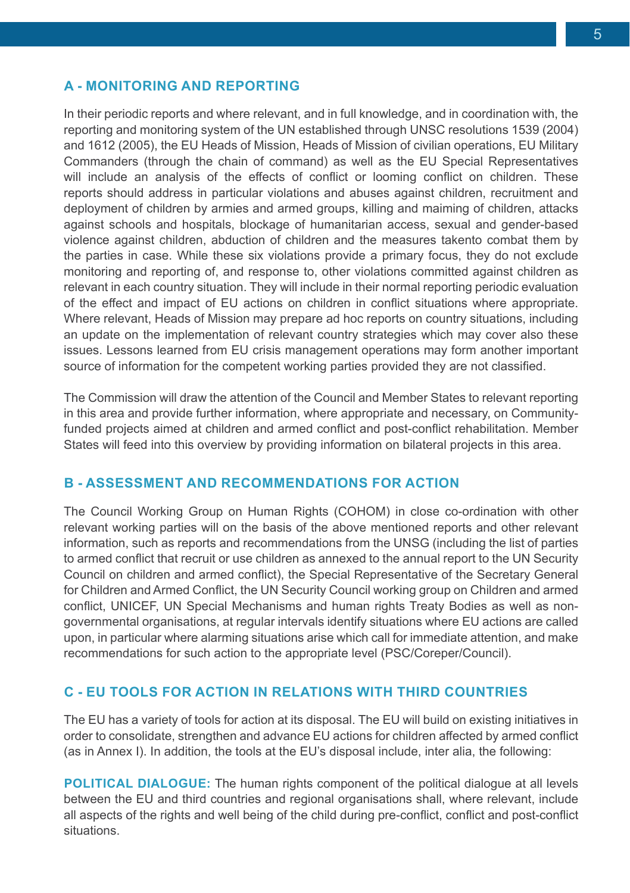## A - MONITORING AND REPORTING

In their periodic reports and where relevant, and in full knowledge, and in coordination with, the reporting and monitoring system of the UN established through UNSC resolutions 1539 (2004) and 1612 (2005), the EU Heads of Mission, Heads of Mission of civilian operations, EU Military Commanders (through the chain of command) as well as the EU Special Representatives will include an analysis of the effects of conflict or looming conflict on children. These reports should address in particular violations and abuses against children, recruitment and deployment of children by armies and armed groups, killing and maiming of children, attacks against schools and hospitals, blockage of humanitarian access, sexual and gender-based violence against children, abduction of children and the measures takento combat them by the parties in case. While these six violations provide a primary focus, they do not exclude monitoring and reporting of, and response to, other violations committed against children as relevant in each country situation. They will include in their normal reporting periodic evaluation of the effect and impact of EU actions on children in conflict situations where appropriate. Where relevant, Heads of Mission may prepare ad hoc reports on country situations, including an update on the implementation of relevant country strategies which may cover also these issues. Lessons learned from EU crisis management operations may form another important source of information for the competent working parties provided they are not classified.

The Commission will draw the attention of the Council and Member States to relevant reporting in this area and provide further information, where appropriate and necessary, on Community-funded projects aimed at children and armed conflict and post-conflict rehabilitation. Member States will feed into this overview by providing information on bilateral projects in this area.

## B - ASSESSMENT AND RECOMMENDATIONS FOR ACTION

The Council Working Group on Human Rights (COHOM) in close co-ordination with other relevant working parties will on the basis of the above mentioned reports and other relevant information, such as reports and recommendations from the UNSG (including the list of parties to armed conflict that recruit or use children as annexed to the annual report to the UN Security Council on children and armed conflict), the Special Representative of the Secretary General for Children and Armed Conflict, the UN Security Council working group on Children and armed conflict, UNICEF, UN Special Mechanisms and human rights Treaty Bodies as well as non-governmental organisations, at regular intervals identify situations where EU actions are called upon, in particular where alarming situations arise which call for immediate attention, and make recommendations for such action to the appropriate level (PSC/Coreper/Council).

## C - EU TOOLS FOR ACTION IN RELATIONS WITH THIRD COUNTRIES

The EU has a variety of tools for action at its disposal. The EU will build on existing initiatives in order to consolidate, strengthen and advance EU actions for children affected by armed conflict (as in Annex I). In addition, the tools at the EU's disposal include, inter alia, the following:

**POLITICAL DIALOGUE:** The human rights component of the political dialogue at all levels between the EU and third countries and regional organisations shall, where relevant, include all aspects of the rights and well being of the child during pre-conflict, conflict and post-conflict situations.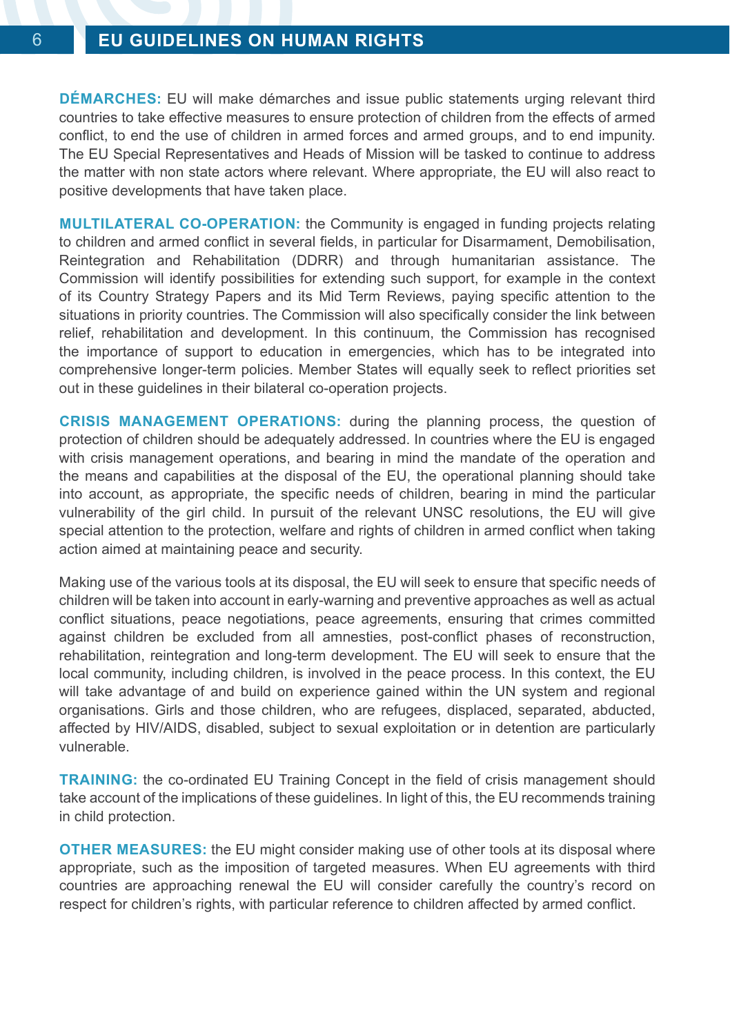**DÉMARCHES:** EU will make démarches and issue public statements urging relevant third countries to take effective measures to ensure protection of children from the effects of armed conflict, to end the use of children in armed forces and armed groups, and to end impunity. The EU Special Representatives and Heads of Mission will be tasked to continue to address the matter with non state actors where relevant. Where appropriate, the EU will also react to positive developments that have taken place.

**MULTILATERAL CO-OPERATION:** the Community is engaged in funding projects relating to children and armed conflict in several fields, in particular for Disarmament, Demobilisation, Reintegration and Rehabilitation (DDRR) and through humanitarian assistance. The Commission will identify possibilities for extending such support, for example in the context of its Country Strategy Papers and its Mid Term Reviews, paying specific attention to the situations in priority countries. The Commission will also specifically consider the link between relief, rehabilitation and development. In this continuum, the Commission has recognised the importance of support to education in emergencies, which has to be integrated into comprehensive longer-term policies. Member States will equally seek to reflect priorities set out in these guidelines in their bilateral co-operation projects.

**CRISIS MANAGEMENT OPERATIONS:** during the planning process, the question of protection of children should be adequately addressed. In countries where the EU is engaged with crisis management operations, and bearing in mind the mandate of the operation and the means and capabilities at the disposal of the EU, the operational planning should take into account, as appropriate, the specific needs of children, bearing in mind the particular vulnerability of the girl child. In pursuit of the relevant UNSC resolutions, the EU will give special attention to the protection, welfare and rights of children in armed conflict when taking action aimed at maintaining peace and security.

Making use of the various tools at its disposal, the EU will seek to ensure that specific needs of children will be taken into account in early-warning and preventive approaches as well as actual conflict situations, peace negotiations, peace agreements, ensuring that crimes committed against children be excluded from all amnesties, post-conflict phases of reconstruction, rehabilitation, reintegration and long-term development. The EU will seek to ensure that the local community, including children, is involved in the peace process. In this context, the EU will take advantage of and build on experience gained within the UN system and regional organisations. Girls and those children, who are refugees, displaced, separated, abducted, affected by HIV/AIDS, disabled, subject to sexual exploitation or in detention are particularly vulnerable.

**TRAINING:** the co-ordinated EU Training Concept in the field of crisis management should take account of the implications of these guidelines. In light of this, the EU recommends training in child protection.

**OTHER MEASURES:** the EU might consider making use of other tools at its disposal where appropriate, such as the imposition of targeted measures. When EU agreements with third countries are approaching renewal the EU will consider carefully the country's record on respect for children's rights, with particular reference to children affected by armed conflict.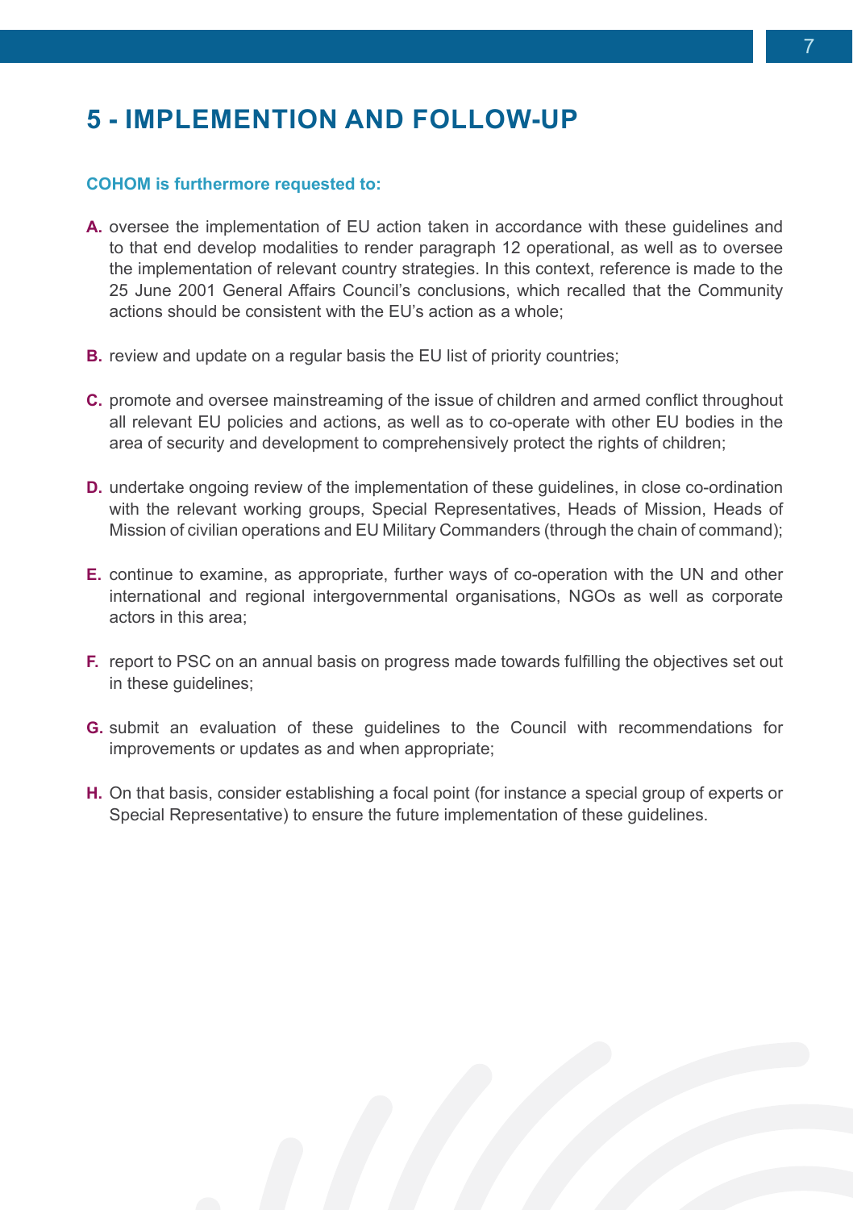## 5 - IMPLEMENTION AND FOLLOW-UP

**COHOM is furthermore requested to:**

**A.** oversee the implementation of EU action taken in accordance with these guidelines and to that end develop modalities to render paragraph 12 operational, as well as to oversee the implementation of relevant country strategies. In this context, reference is made to the 25 June 2001 General Affairs Council's conclusions, which recalled that the Community actions should be consistent with the EU's action as a whole;

**B.** review and update on a regular basis the EU list of priority countries;

**C.** promote and oversee mainstreaming of the issue of children and armed conflict throughout all relevant EU policies and actions, as well as to co-operate with other EU bodies in the area of security and development to comprehensively protect the rights of children;

**D.** undertake ongoing review of the implementation of these guidelines, in close co-ordination with the relevant working groups, Special Representatives, Heads of Mission, Heads of Mission of civilian operations and EU Military Commanders (through the chain of command);

**E.** continue to examine, as appropriate, further ways of co-operation with the UN and other international and regional intergovernmental organisations, NGOs as well as corporate actors in this area;

**F.** report to PSC on an annual basis on progress made towards fulfilling the objectives set out in these guidelines;

**G.** submit an evaluation of these guidelines to the Council with recommendations for improvements or updates as and when appropriate;

**H.** On that basis, consider establishing a focal point (for instance a special group of experts or Special Representative) to ensure the future implementation of these guidelines.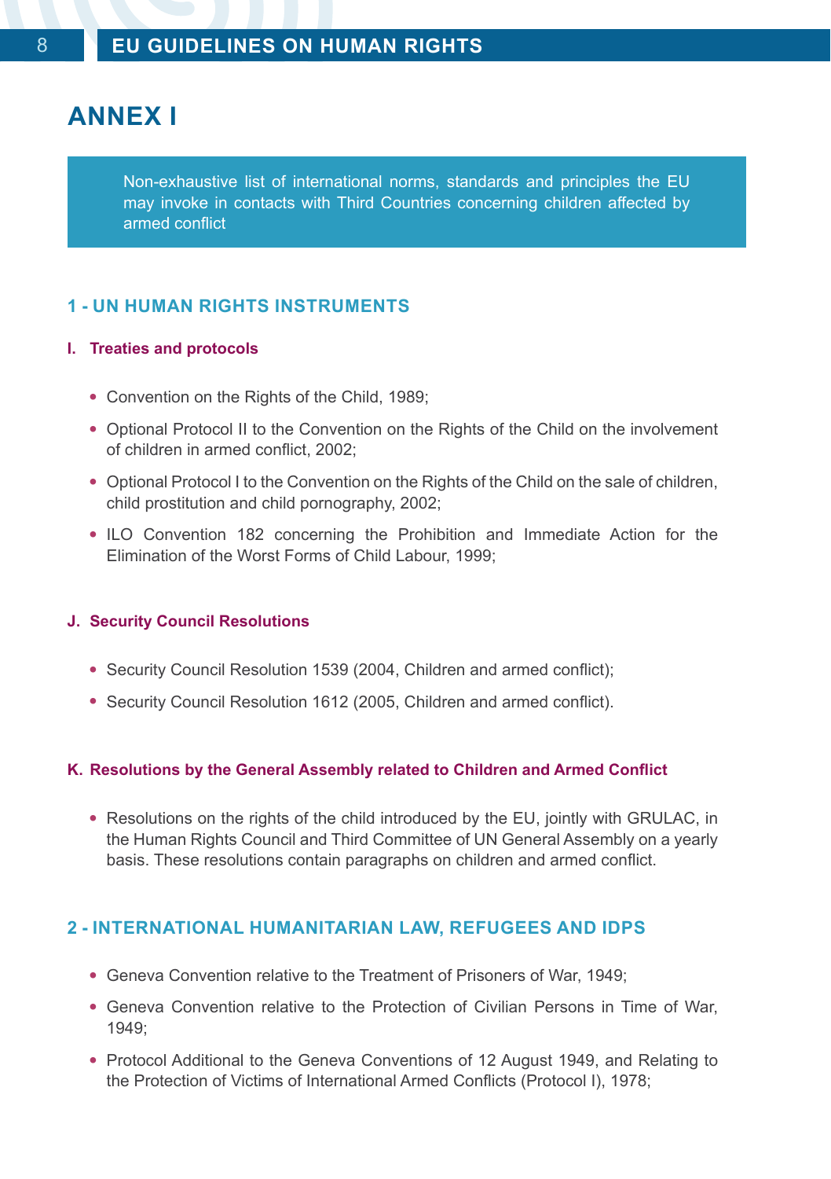# ANNEX I

Non-exhaustive list of international norms, standards and principles the EU may invoke in contacts with Third Countries concerning children affected by armed conflict

## 1 - UN HUMAN RIGHTS INSTRUMENTS

### I. Treaties and protocols

- Convention on the Rights of the Child, 1989;
- Optional Protocol II to the Convention on the Rights of the Child on the involvement of children in armed conflict, 2002;
- Optional Protocol I to the Convention on the Rights of the Child on the sale of children, child prostitution and child pornography, 2002;
- ILO Convention 182 concerning the Prohibition and Immediate Action for the Elimination of the Worst Forms of Child Labour, 1999;

### J. Security Council Resolutions

- Security Council Resolution 1539 (2004, Children and armed conflict);
- Security Council Resolution 1612 (2005, Children and armed conflict).

### K. Resolutions by the General Assembly related to Children and Armed Conflict

- Resolutions on the rights of the child introduced by the EU, jointly with GRULAC, in the Human Rights Council and Third Committee of UN General Assembly on a yearly basis. These resolutions contain paragraphs on children and armed conflict.

## 2 - INTERNATIONAL HUMANITARIAN LAW, REFUGEES AND IDPS

- Geneva Convention relative to the Treatment of Prisoners of War, 1949;
- Geneva Convention relative to the Protection of Civilian Persons in Time of War, 1949;
- Protocol Additional to the Geneva Conventions of 12 August 1949, and Relating to the Protection of Victims of International Armed Conflicts (Protocol I), 1978;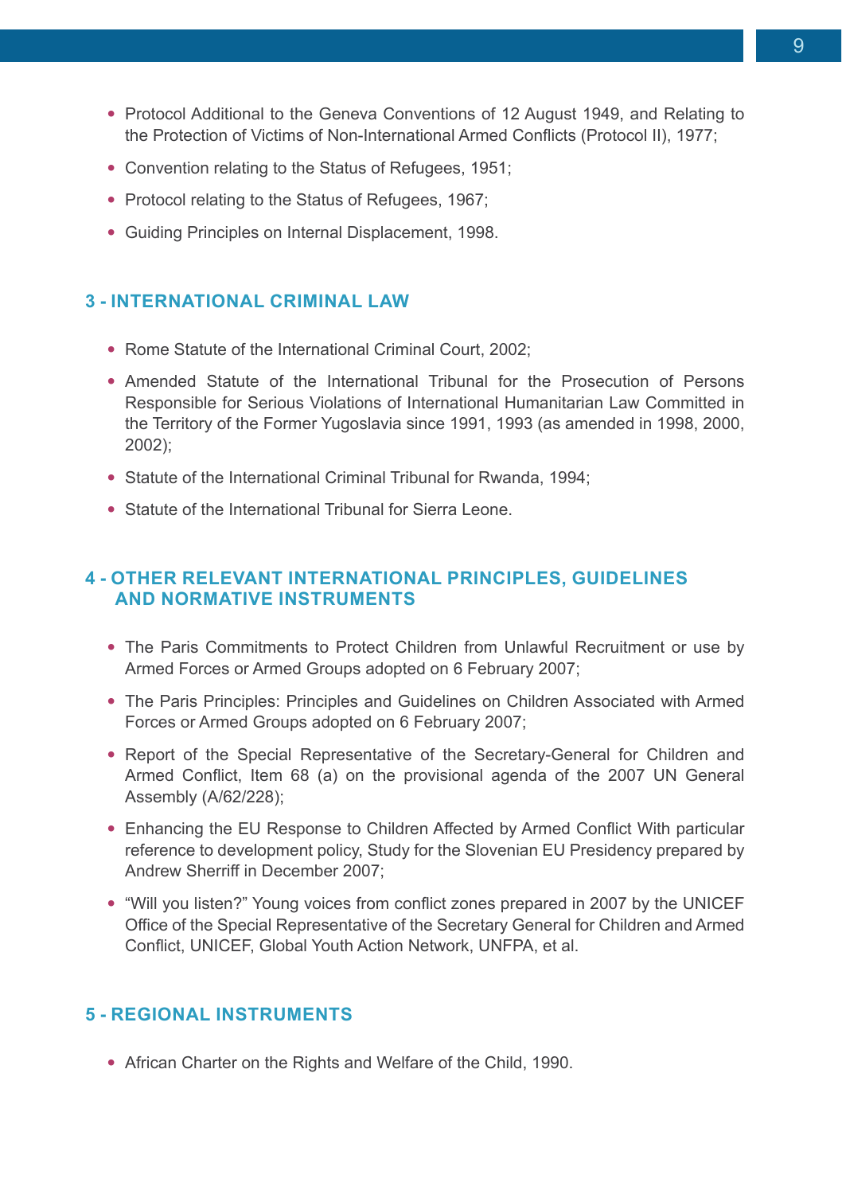- Protocol Additional to the Geneva Conventions of 12 August 1949, and Relating to the Protection of Victims of Non-International Armed Conflicts (Protocol II), 1977;
- Convention relating to the Status of Refugees, 1951;
- Protocol relating to the Status of Refugees, 1967;
- Guiding Principles on Internal Displacement, 1998.

## 3 - INTERNATIONAL CRIMINAL LAW

- Rome Statute of the International Criminal Court, 2002;
- Amended Statute of the International Tribunal for the Prosecution of Persons Responsible for Serious Violations of International Humanitarian Law Committed in the Territory of the Former Yugoslavia since 1991, 1993 (as amended in 1998, 2000, 2002);
- Statute of the International Criminal Tribunal for Rwanda, 1994;
- Statute of the International Tribunal for Sierra Leone.

## 4 - OTHER RELEVANT INTERNATIONAL PRINCIPLES, GUIDELINES AND NORMATIVE INSTRUMENTS

- The Paris Commitments to Protect Children from Unlawful Recruitment or use by Armed Forces or Armed Groups adopted on 6 February 2007;
- The Paris Principles: Principles and Guidelines on Children Associated with Armed Forces or Armed Groups adopted on 6 February 2007;
- Report of the Special Representative of the Secretary-General for Children and Armed Conflict, Item 68 (a) on the provisional agenda of the 2007 UN General Assembly (A/62/228);
- Enhancing the EU Response to Children Affected by Armed Conflict With particular reference to development policy, Study for the Slovenian EU Presidency prepared by Andrew Sherriff in December 2007;
- "Will you listen?" Young voices from conflict zones prepared in 2007 by the UNICEF Office of the Special Representative of the Secretary General for Children and Armed Conflict, UNICEF, Global Youth Action Network, UNFPA, et al.

## 5 - REGIONAL INSTRUMENTS

- African Charter on the Rights and Welfare of the Child, 1990.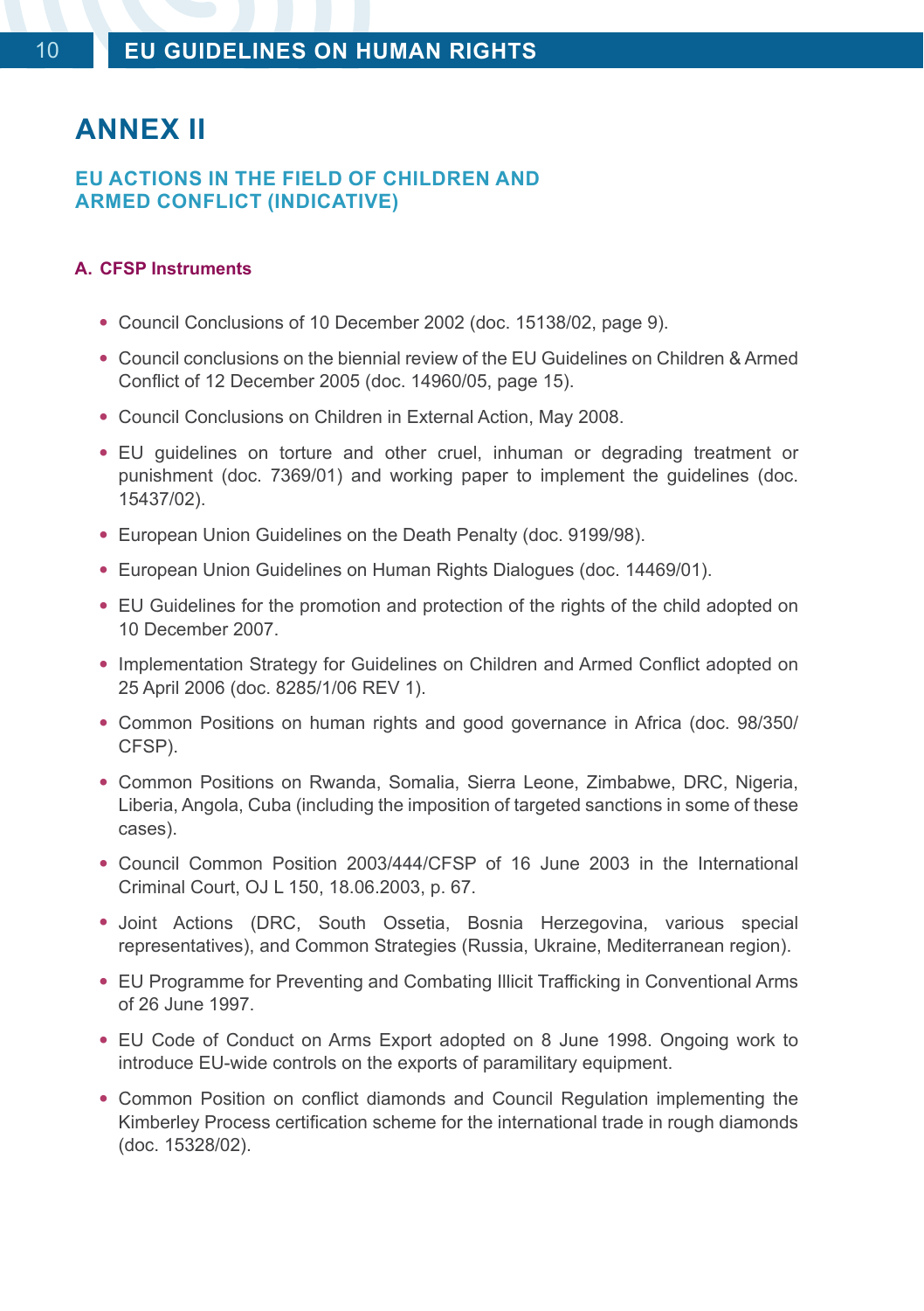# ANNEX II

## EU ACTIONS IN THE FIELD OF CHILDREN AND ARMED CONFLICT (INDICATIVE)

### A. CFSP Instruments

- Council Conclusions of 10 December 2002 (doc. 15138/02, page 9).
- Council conclusions on the biennial review of the EU Guidelines on Children & Armed Conflict of 12 December 2005 (doc. 14960/05, page 15).
- Council Conclusions on Children in External Action, May 2008.
- EU guidelines on torture and other cruel, inhuman or degrading treatment or punishment (doc. 7369/01) and working paper to implement the guidelines (doc. 15437/02).
- European Union Guidelines on the Death Penalty (doc. 9199/98).
- European Union Guidelines on Human Rights Dialogues (doc. 14469/01).
- EU Guidelines for the promotion and protection of the rights of the child adopted on 10 December 2007.
- Implementation Strategy for Guidelines on Children and Armed Conflict adopted on 25 April 2006 (doc. 8285/1/06 REV 1).
- Common Positions on human rights and good governance in Africa (doc. 98/350/CFSP).
- Common Positions on Rwanda, Somalia, Sierra Leone, Zimbabwe, DRC, Nigeria, Liberia, Angola, Cuba (including the imposition of targeted sanctions in some of these cases).
- Council Common Position 2003/444/CFSP of 16 June 2003 in the International Criminal Court, OJ L 150, 18.06.2003, p. 67.
- Joint Actions (DRC, South Ossetia, Bosnia Herzegovina, various special representatives), and Common Strategies (Russia, Ukraine, Mediterranean region).
- EU Programme for Preventing and Combating Illicit Trafficking in Conventional Arms of 26 June 1997.
- EU Code of Conduct on Arms Export adopted on 8 June 1998. Ongoing work to introduce EU-wide controls on the exports of paramilitary equipment.
- Common Position on conflict diamonds and Council Regulation implementing the Kimberley Process certification scheme for the international trade in rough diamonds (doc. 15328/02).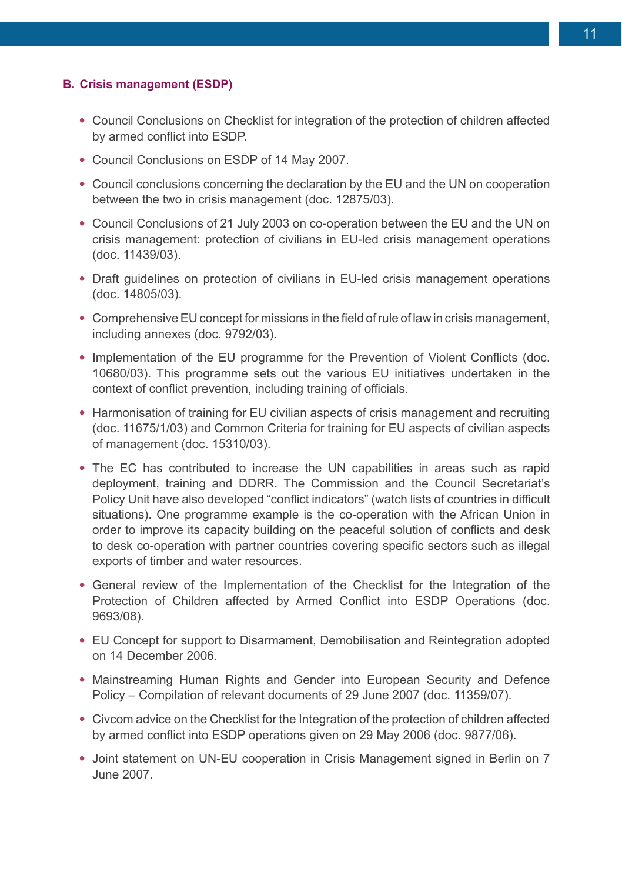## B. Crisis management (ESDP)

- Council Conclusions on Checklist for integration of the protection of children affected by armed conflict into ESDP.
- Council Conclusions on ESDP of 14 May 2007.
- Council conclusions concerning the declaration by the EU and the UN on cooperation between the two in crisis management (doc. 12875/03).
- Council Conclusions of 21 July 2003 on co-operation between the EU and the UN on crisis management: protection of civilians in EU-led crisis management operations (doc. 11439/03).
- Draft guidelines on protection of civilians in EU-led crisis management operations (doc. 14805/03).
- Comprehensive EU concept for missions in the field of rule of law in crisis management, including annexes (doc. 9792/03).
- Implementation of the EU programme for the Prevention of Violent Conflicts (doc. 10680/03). This programme sets out the various EU initiatives undertaken in the context of conflict prevention, including training of officials.
- Harmonisation of training for EU civilian aspects of crisis management and recruiting (doc. 11675/1/03) and Common Criteria for training for EU aspects of civilian aspects of management (doc. 15310/03).
- The EC has contributed to increase the UN capabilities in areas such as rapid deployment, training and DDRR. The Commission and the Council Secretariat's Policy Unit have also developed "conflict indicators" (watch lists of countries in difficult situations). One programme example is the co-operation with the African Union in order to improve its capacity building on the peaceful solution of conflicts and desk to desk co-operation with partner countries covering specific sectors such as illegal exports of timber and water resources.
- General review of the Implementation of the Checklist for the Integration of the Protection of Children affected by Armed Conflict into ESDP Operations (doc. 9693/08).
- EU Concept for support to Disarmament, Demobilisation and Reintegration adopted on 14 December 2006.
- Mainstreaming Human Rights and Gender into European Security and Defence Policy – Compilation of relevant documents of 29 June 2007 (doc. 11359/07).
- Civcom advice on the Checklist for the Integration of the protection of children affected by armed conflict into ESDP operations given on 29 May 2006 (doc. 9877/06).
- Joint statement on UN-EU cooperation in Crisis Management signed in Berlin on 7 June 2007.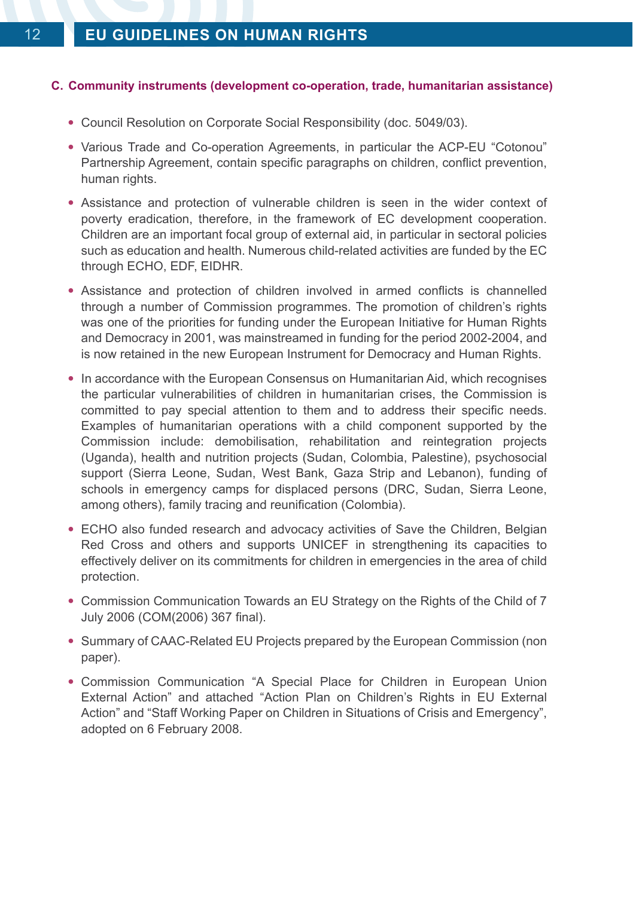### C. Community instruments (development co-operation, trade, humanitarian assistance)

- Council Resolution on Corporate Social Responsibility (doc. 5049/03).
- Various Trade and Co-operation Agreements, in particular the ACP-EU "Cotonou" Partnership Agreement, contain specific paragraphs on children, conflict prevention, human rights.
- Assistance and protection of vulnerable children is seen in the wider context of poverty eradication, therefore, in the framework of EC development cooperation. Children are an important focal group of external aid, in particular in sectoral policies such as education and health. Numerous child-related activities are funded by the EC through ECHO, EDF, EIDHR.
- Assistance and protection of children involved in armed conflicts is channelled through a number of Commission programmes. The promotion of children's rights was one of the priorities for funding under the European Initiative for Human Rights and Democracy in 2001, was mainstreamed in funding for the period 2002-2004, and is now retained in the new European Instrument for Democracy and Human Rights.
- In accordance with the European Consensus on Humanitarian Aid, which recognises the particular vulnerabilities of children in humanitarian crises, the Commission is committed to pay special attention to them and to address their specific needs. Examples of humanitarian operations with a child component supported by the Commission include: demobilisation, rehabilitation and reintegration projects (Uganda), health and nutrition projects (Sudan, Colombia, Palestine), psychosocial support (Sierra Leone, Sudan, West Bank, Gaza Strip and Lebanon), funding of schools in emergency camps for displaced persons (DRC, Sudan, Sierra Leone, among others), family tracing and reunification (Colombia).
- ECHO also funded research and advocacy activities of Save the Children, Belgian Red Cross and others and supports UNICEF in strengthening its capacities to effectively deliver on its commitments for children in emergencies in the area of child protection.
- Commission Communication Towards an EU Strategy on the Rights of the Child of 7 July 2006 (COM(2006) 367 final).
- Summary of CAAC-Related EU Projects prepared by the European Commission (non paper).
- Commission Communication "A Special Place for Children in European Union External Action" and attached "Action Plan on Children's Rights in EU External Action" and "Staff Working Paper on Children in Situations of Crisis and Emergency", adopted on 6 February 2008.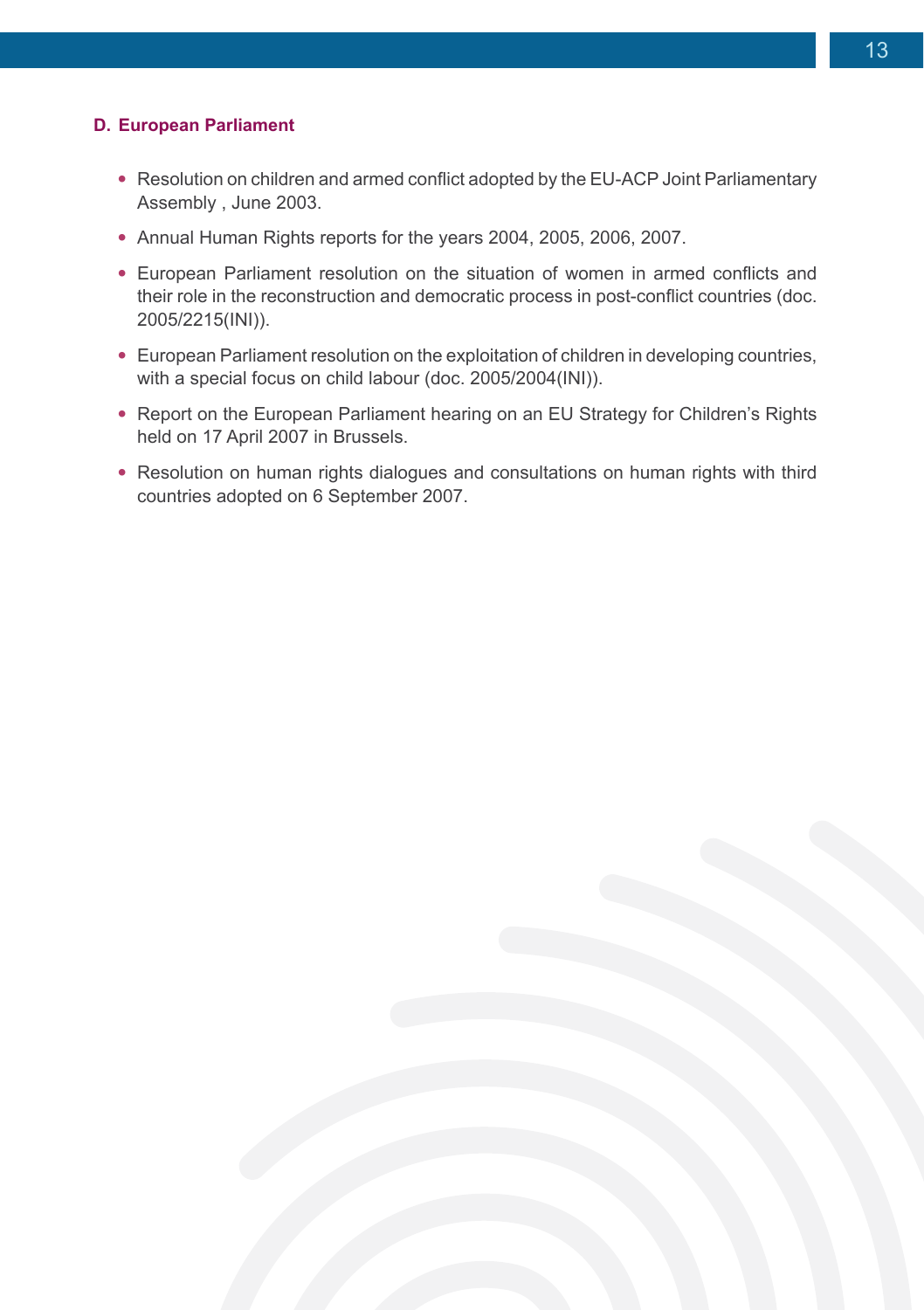### D. European Parliament

- Resolution on children and armed conflict adopted by the EU-ACP Joint Parliamentary Assembly , June 2003.
- Annual Human Rights reports for the years 2004, 2005, 2006, 2007.
- European Parliament resolution on the situation of women in armed conflicts and their role in the reconstruction and democratic process in post-conflict countries (doc. 2005/2215(INI)).
- European Parliament resolution on the exploitation of children in developing countries, with a special focus on child labour (doc. 2005/2004(INI)).
- Report on the European Parliament hearing on an EU Strategy for Children's Rights held on 17 April 2007 in Brussels.
- Resolution on human rights dialogues and consultations on human rights with third countries adopted on 6 September 2007.